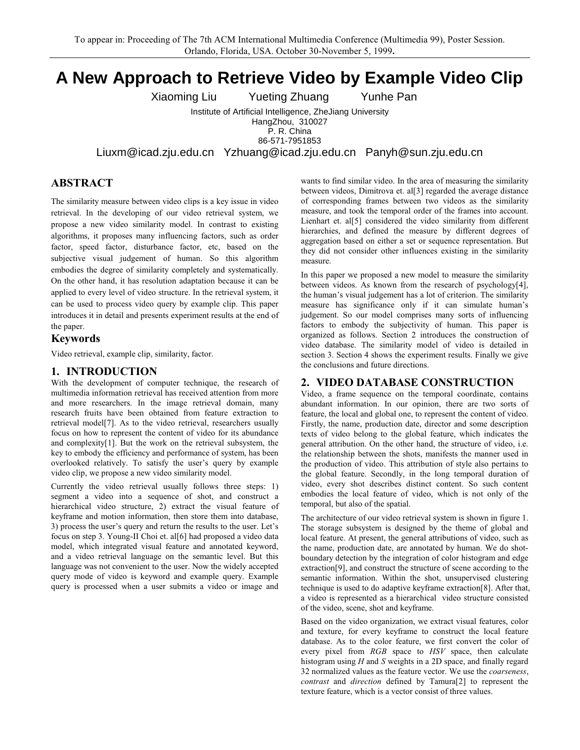To appear in: Proceeding of The 7th ACM International Multimedia Conference (Multimedia 99), Poster Session. Orlando, Florida, USA. October 30-November 5, 1999.

# A New Approach to Retrieve Video by Example Video Clip

Xiaoming Liu    Yueting Zhuang    Yunhe Pan

Institute of Artificial Intelligence, ZheJiang University
HangZhou, 310027
P. R. China
86-571-7951853

Liuxm@icad.zju.edu.cn    Yzhuang@icad.zju.edu.cn    Panyh@sun.zju.edu.cn

## ABSTRACT

The similarity measure between video clips is a key issue in video retrieval. In the developing of our video retrieval system, we propose a new video similarity model. In contrast to existing algorithms, it proposes many influencing factors, such as order factor, speed factor, disturbance factor, etc, based on the subjective visual judgement of human. So this algorithm embodies the degree of similarity completely and systematically. On the other hand, it has resolution adaptation because it can be applied to every level of video structure. In the retrieval system, it can be used to process video query by example clip. This paper introduces it in detail and presents experiment results at the end of the paper.

## Keywords

Video retrieval, example clip, similarity, factor.

## 1. INTRODUCTION

With the development of computer technique, the research of multimedia information retrieval has received attention from more and more researchers. In the image retrieval domain, many research fruits have been obtained from feature extraction to retrieval model[7]. As to the video retrieval, researchers usually focus on how to represent the content of video for its abundance and complexity[1]. But the work on the retrieval subsystem, the key to embody the efficiency and performance of system, has been overlooked relatively. To satisfy the user's query by example video clip, we propose a new video similarity model.

Currently the video retrieval usually follows three steps: 1) segment a video into a sequence of shot, and construct a hierarchical video structure, 2) extract the visual feature of keyframe and motion information, then store them into database, 3) process the user's query and return the results to the user. Let's focus on step 3. Young-Il Choi et. al[6] had proposed a video data model, which integrated visual feature and annotated keyword, and a video retrieval language on the semantic level. But this language was not convenient to the user. Now the widely accepted query mode of video is keyword and example query. Example query is processed when a user submits a video or image and wants to find similar video. In the area of measuring the similarity between videos, Dimitrova et. al[3] regarded the average distance of corresponding frames between two videos as the similarity measure, and took the temporal order of the frames into account. Lienhart et. al[5] considered the video similarity from different hierarchies, and defined the measure by different degrees of aggregation based on either a set or sequence representation. But they did not consider other influences existing in the similarity measure.

In this paper we proposed a new model to measure the similarity between videos. As known from the research of psychology[4], the human's visual judgement has a lot of criterion. The similarity measure has significance only if it can simulate human's judgement. So our model comprises many sorts of influencing factors to embody the subjectivity of human. This paper is organized as follows. Section 2 introduces the construction of video database. The similarity model of video is detailed in section 3. Section 4 shows the experiment results. Finally we give the conclusions and future directions.

## 2. VIDEO DATABASE CONSTRUCTION

Video, a frame sequence on the temporal coordinate, contains abundant information. In our opinion, there are two sorts of feature, the local and global one, to represent the content of video. Firstly, the name, production date, director and some description texts of video belong to the global feature, which indicates the general attribution. On the other hand, the structure of video, i.e. the relationship between the shots, manifests the manner used in the production of video. This attribution of style also pertains to the global feature. Secondly, in the long temporal duration of video, every shot describes distinct content. So such content embodies the local feature of video, which is not only of the temporal, but also of the spatial.

The architecture of our video retrieval system is shown in figure 1. The storage subsystem is designed by the theme of global and local feature. At present, the general attributions of video, such as the name, production date, are annotated by human. We do shot-boundary detection by the integration of color histogram and edge extraction[9], and construct the structure of scene according to the semantic information. Within the shot, unsupervised clustering technique is used to do adaptive keyframe extraction[8]. After that, a video is represented as a hierarchical video structure consisted of the video, scene, shot and keyframe.

Based on the video organization, we extract visual features, color and texture, for every keyframe to construct the local feature database. As to the color feature, we first convert the color of every pixel from *RGB* space to *HSV* space, then calculate histogram using *H* and *S* weights in a 2D space, and finally regard 32 normalized values as the feature vector. We use the *coarseness*, *contrast* and *direction* defined by Tamura[2] to represent the texture feature, which is a vector consist of three values.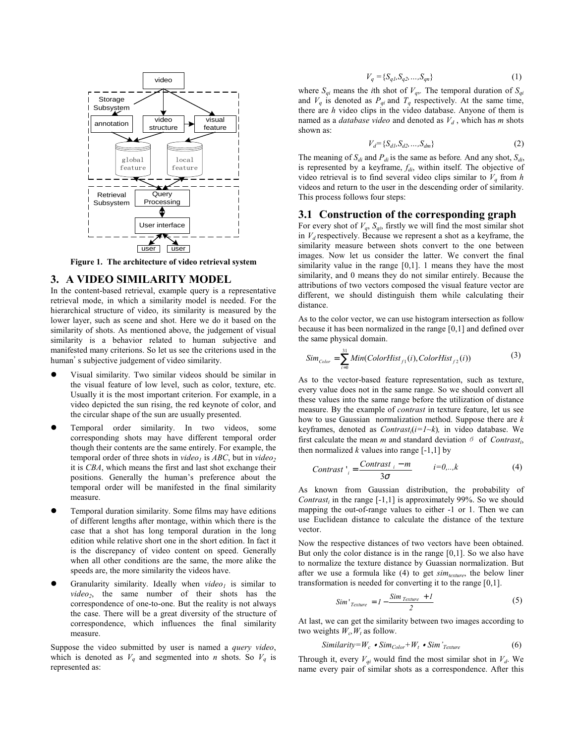Figure 1. The architecture of video retrieval system

## 3. A VIDEO SIMILARITY MODEL

In the content-based retrieval, example query is a representative retrieval mode, in which a similarity model is needed. For the hierarchical structure of video, its similarity is measured by the lower layer, such as scene and shot. Here we do it based on the similarity of shots. As mentioned above, the judgement of visual similarity is a behavior related to human subjective and manifested many criterions. So let us see the criterions used in the human's subjective judgement of video similarity.

- Visual similarity. Two similar videos should be similar in the visual feature of low level, such as color, texture, etc. Usually it is the most important criterion. For example, in a video depicted the sun rising, the red keynote of color, and the circular shape of the sun are usually presented.
- Temporal order similarity. In two videos, some corresponding shots may have different temporal order though their contents are the same entirely. For example, the temporal order of three shots in *video$_1$* is *ABC*, but in *video$_2$* it is *CBA*, which means the first and last shot exchange their positions. Generally the human's preference about the temporal order will be manifested in the final similarity measure.
- Temporal duration similarity. Some films may have editions of different lengths after montage, within which there is the case that a shot has long temporal duration in the long edition while relative short one in the short edition. In fact it is the discrepancy of video content on speed. Generally when all other conditions are the same, the more alike the speeds are, the more similarity the videos have.
- Granularity similarity. Ideally when *video$_1$* is similar to *video$_2$*, the same number of their shots has the correspondence of one-to-one. But the reality is not always the case. There will be a great diversity of the structure of correspondence, which influences the final similarity measure.

Suppose the video submitted by user is named a *query video*, which is denoted as $V_q$ and segmented into $n$ shots. So $V_q$ is represented as:

$$V_q = \{S_{q1}, S_{q2}, \ldots, S_{qn}\} \tag{1}$$

where $S_{qi}$ means the $i$th shot of $V_q$. The temporal duration of $S_{qi}$ and $V_q$ is denoted as $P_{qi}$ and $T_q$ respectively. At the same time, there are $h$ video clips in the video database. Anyone of them is named as a *database video* and denoted as $V_d$, which has $m$ shots shown as:

$$V_d = \{S_{d1}, S_{d2}, \ldots, S_{dm}\} \tag{2}$$

The meaning of $S_{di}$ and $P_{di}$ is the same as before. And any shot, $S_{di}$, is represented by a keyframe, $f_{di}$, within itself. The objective of video retrieval is to find several video clips similar to $V_q$ from $h$ videos and return to the user in the descending order of similarity. This process follows four steps:

### 3.1 Construction of the corresponding graph

For every shot of $V_q$, $S_{qi}$, firstly we will find the most similar shot in $V_d$ respectively. Because we represent a shot as a keyframe, the similarity measure between shots convert to the one between images. Now let us consider the latter. We convert the final similarity value in the range [0,1]. 1 means they have the most similarity, and 0 means they do not similar entirely. Because the attributions of two vectors composed the visual feature vector are different, we should distinguish them while calculating their distance.

As to the color vector, we can use histogram intersection as follow because it has been normalized in the range [0,1] and defined over the same physical domain.

$$Sim_{Color} = \sum_{i=0}^{31} Min(ColorHist_{f1}(i), ColorHist_{f2}(i)) \tag{3}$$

As to the vector-based feature representation, such as texture, every value does not in the same range. So we should convert all these values into the same range before the utilization of distance measure. By the example of *contrast* in texture feature, let us see how to use Gaussian normalization method. Suppose there are $k$ keyframes, denoted as $Contrast_i (i=1 \sim k)$, in video database. We first calculate the mean $m$ and standard deviation $\sigma$ of $Contrast_i$, then normalized $k$ values into range [-1,1] by

$$Contrast'_i = \frac{Contrast_i - m}{3\sigma} \qquad i=0,..,k \tag{4}$$

As known from Gaussian distribution, the probability of $Contrast_i$ in the range [-1,1] is approximately 99%. So we should mapping the out-of-range values to either -1 or 1. Then we can use Euclidean distance to calculate the distance of the texture vector.

Now the respective distances of two vectors have been obtained. But only the color distance is in the range [0,1]. So we also have to normalize the texture distance by Guassian normalization. But after we use a formula like (4) to get $sim_{texture}$, the below liner transformation is needed for converting it to the range [0,1].

$$Sim'_{Texture} = 1 - \frac{Sim_{Texture} + 1}{2} \tag{5}$$

At last, we can get the similarity between two images according to two weights $W_c, W_t$ as follow.

$$Similarity = W_c \bullet Sim_{Color} + W_t \bullet Sim'_{Texture} \tag{6}$$

Through it, every $V_{qi}$ would find the most similar shot in $V_d$. We name every pair of similar shots as a correspondence. After this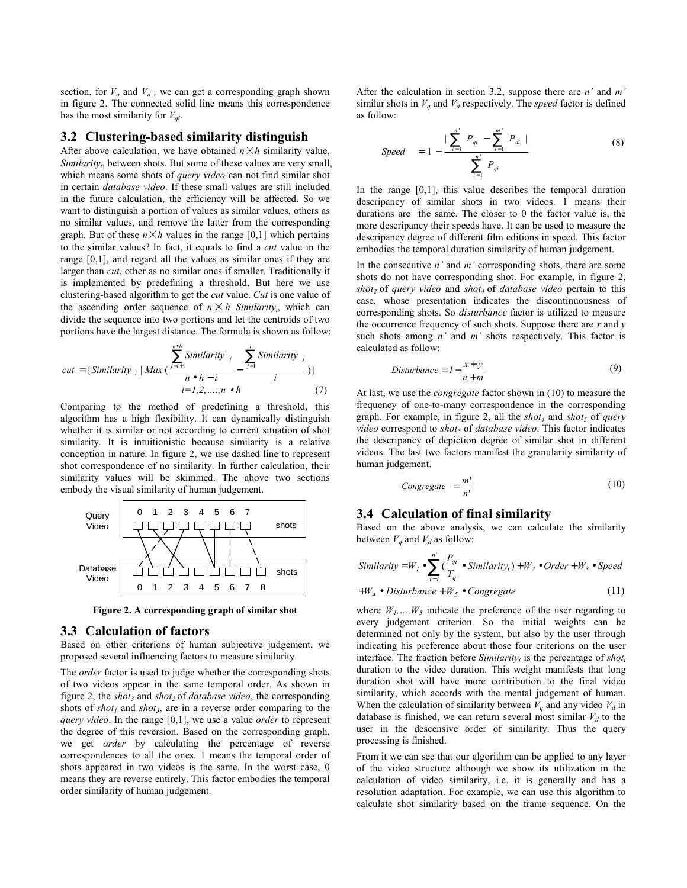section, for $V_q$ and $V_d$ , we can get a corresponding graph shown in figure 2. The connected solid line means this correspondence has the most similarity for $V_{qi}$.

## 3.2 Clustering-based similarity distinguish

After above calculation, we have obtained $n \times h$ similarity value, $Similarity_i$, between shots. But some of these values are very small, which means some shots of *query video* can not find similar shot in certain *database video*. If these small values are still included in the future calculation, the efficiency will be affected. So we want to distinguish a portion of values as similar values, others as no similar values, and remove the latter from the corresponding graph. But of these $n \times h$ values in the range [0,1] which pertains to the similar values? In fact, it equals to find a *cut* value in the range [0,1], and regard all the values as similar ones if they are larger than *cut*, other as no similar ones if smaller. Traditionally it is implemented by predefining a threshold. But here we use clustering-based algorithm to get the *cut* value. *Cut* is one value of the ascending order sequence of $n \times h$ $Similarity_i$, which can divide the sequence into two portions and let the centroids of two portions have the largest distance. The formula is shown as follow:

$$cut = \{Similarity_i \mid Max(\frac{\sum_{j=i+1}^{n \bullet h} Similarity_j}{n \bullet h - i} - \frac{\sum_{j=1}^{i} Similarity_j}{i})\}$$
$$i=1,2,\ldots,n \bullet h \qquad (7)$$

Comparing to the method of predefining a threshold, this algorithm has a high flexibility. It can dynamically distinguish whether it is similar or not according to current situation of shot similarity. It is intuitionistic because similarity is a relative conception in nature. In figure 2, we use dashed line to represent shot correspondence of no similarity. In further calculation, their similarity values will be skimmed. The above two sections embody the visual similarity of human judgement.

**Figure 2. A corresponding graph of similar shot**

## 3.3 Calculation of factors

Based on other criterions of human subjective judgement, we proposed several influencing factors to measure similarity.

The *order* factor is used to judge whether the corresponding shots of two videos appear in the same temporal order. As shown in figure 2, the $shot_3$ and $shot_2$ of *database video*, the corresponding shots of $shot_1$ and $shot_3$, are in a reverse order comparing to the *query video*. In the range [0,1], we use a value *order* to represent the degree of this reversion. Based on the corresponding graph, we get *order* by calculating the percentage of reverse correspondences to all the ones. 1 means the temporal order of shots appeared in two videos is the same. In the worst case, 0 means they are reverse entirely. This factor embodies the temporal order similarity of human judgement.

After the calculation in section 3.2, suppose there are *n'* and *m'* similar shots in $V_q$ and $V_d$ respectively. The *speed* factor is defined as follow:

$$Speed = 1 - \frac{\left| \sum_{i=1}^{n'} P_{qi} - \sum_{i=1}^{m'} P_{di} \right|}{\sum_{i=1}^{n'} P_{qi}} \qquad (8)$$

In the range [0,1], this value describes the temporal duration descripancy of similar shots in two videos. 1 means their durations are the same. The closer to 0 the factor value is, the more descripancy their speeds have. It can be used to measure the descripancy degree of different film editions in speed. This factor embodies the temporal duration similarity of human judgement.

In the consecutive *n'* and *m'* corresponding shots, there are some shots do not have corresponding shot. For example, in figure 2, $shot_2$ of *query video* and $shot_4$ of *database video* pertain to this case, whose presentation indicates the discontinuousness of corresponding shots. So *disturbance* factor is utilized to measure the occurrence frequency of such shots. Suppose there are *x* and *y* such shots among *n'* and *m'* shots respectively. This factor is calculated as follow:

$$Disturbance = 1 - \frac{x + y}{n + m} \qquad (9)$$

At last, we use the *congregate* factor shown in (10) to measure the frequency of one-to-many correspondence in the corresponding graph. For example, in figure 2, all the $shot_4$ and $shot_5$ of *query video* correspond to $shot_5$ of *database video*. This factor indicates the descripancy of depiction degree of similar shot in different videos. The last two factors manifest the granularity similarity of human judgement.

$$Congregate = \frac{m'}{n'} \qquad (10)$$

## 3.4 Calculation of final similarity

Based on the above analysis, we can calculate the similarity between $V_q$ and $V_d$ as follow:

$$Similarity = W_1 \bullet \sum_{i=1}^{n'} (\frac{P_{qi}}{T_q} \bullet Similarity_i) + W_2 \bullet Order + W_3 \bullet Speed$$
$$+ W_4 \bullet Disturbance + W_5 \bullet Congregate \qquad (11)$$

where $W_1,\ldots,W_5$ indicate the preference of the user regarding to every judgement criterion. So the initial weights can be determined not only by the system, but also by the user through indicating his preference about those four criterions on the user interface. The fraction before $Similarity_i$ is the percentage of $shot_i$ duration to the video duration. This weight manifests that long duration shot will have more contribution to the final video similarity, which accords with the mental judgement of human. When the calculation of similarity between $V_q$ and any video $V_d$ in database is finished, we can return several most similar $V_d$ to the user in the descensive order of similarity. Thus the query processing is finished.

From it we can see that our algorithm can be applied to any layer of the video structure although we show its utilization in the calculation of video similarity, i.e. it is generally and has a resolution adaptation. For example, we can use this algorithm to calculate shot similarity based on the frame sequence. On the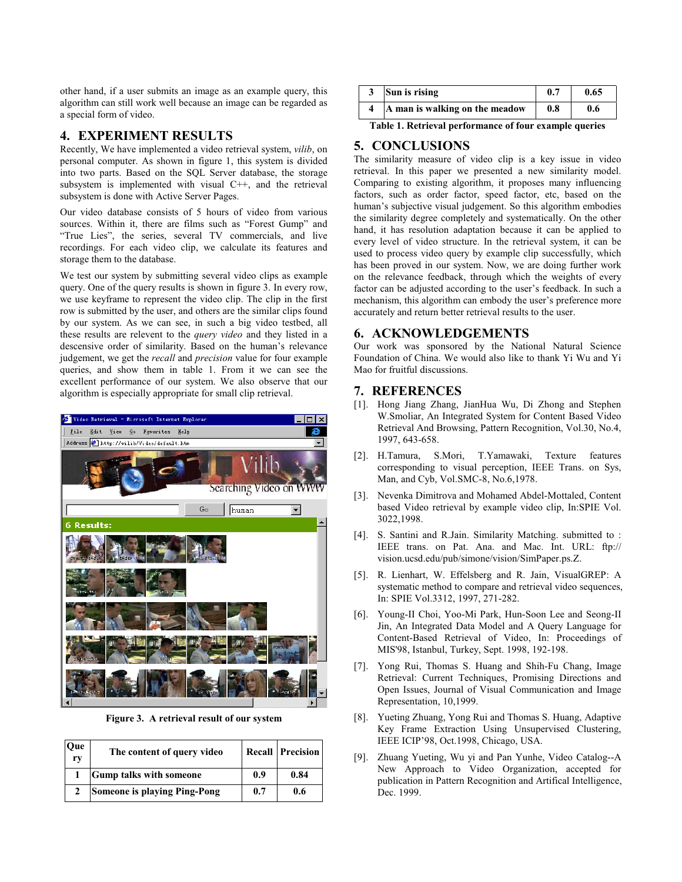other hand, if a user submits an image as an example query, this algorithm can still work well because an image can be regarded as a special form of video.

## 4. EXPERIMENT RESULTS

Recently, We have implemented a video retrieval system, *vilib*, on personal computer. As shown in figure 1, this system is divided into two parts. Based on the SQL Server database, the storage subsystem is implemented with visual C++, and the retrieval subsystem is done with Active Server Pages.

Our video database consists of 5 hours of video from various sources. Within it, there are films such as "Forest Gump" and "True Lies", the series, several TV commercials, and live recordings. For each video clip, we calculate its features and storage them to the database.

We test our system by submitting several video clips as example query. One of the query results is shown in figure 3. In every row, we use keyframe to represent the video clip. The clip in the first row is submitted by the user, and others are the similar clips found by our system. As we can see, in such a big video testbed, all these results are relevent to the *query video* and they listed in a descensive order of similarity. Based on the human's relevance judgement, we get the *recall* and *precision* value for four example queries, and show them in table 1. From it we can see the excellent performance of our system. We also observe that our algorithm is especially appropriate for small clip retrieval.

**Figure 3. A retrieval result of our system**

| Query | The content of query video | Recall | Precision |
|---|---|---|---|
| 1 | Gump talks with someone | 0.9 | 0.84 |
| 2 | Someone is playing Ping-Pong | 0.7 | 0.6 |
| 3 | Sun is rising | 0.7 | 0.65 |
| 4 | A man is walking on the meadow | 0.8 | 0.6 |

**Table 1. Retrieval performance of four example queries**

## 5. CONCLUSIONS

The similarity measure of video clip is a key issue in video retrieval. In this paper we presented a new similarity model. Comparing to existing algorithm, it proposes many influencing factors, such as order factor, speed factor, etc, based on the human's subjective visual judgement. So this algorithm embodies the similarity degree completely and systematically. On the other hand, it has resolution adaptation because it can be applied to every level of video structure. In the retrieval system, it can be used to process video query by example clip successfully, which has been proved in our system. Now, we are doing further work on the relevance feedback, through which the weights of every factor can be adjusted according to the user's feedback. In such a mechanism, this algorithm can embody the user's preference more accurately and return better retrieval results to the user.

## 6. ACKNOWLEDGEMENTS

Our work was sponsored by the National Natural Science Foundation of China. We would also like to thank Yi Wu and Yi Mao for fruitful discussions.

## 7. REFERENCES

[1]. Hong Jiang Zhang, JianHua Wu, Di Zhong and Stephen W.Smoliar, An Integrated System for Content Based Video Retrieval And Browsing, Pattern Recognition, Vol.30, No.4, 1997, 643-658.

[2]. H.Tamura, S.Mori, T.Yamawaki, Texture features corresponding to visual perception, IEEE Trans. on Sys, Man, and Cyb, Vol.SMC-8, No.6,1978.

[3]. Nevenka Dimitrova and Mohamed Abdel-Mottaled, Content based Video retrieval by example video clip, In:SPIE Vol. 3022,1998.

[4]. S. Santini and R.Jain. Similarity Matching. submitted to : IEEE trans. on Pat. Ana. and Mac. Int. URL: ftp:// vision.ucsd.edu/pub/simone/vision/SimPaper.ps.Z.

[5]. R. Lienhart, W. Effelsberg and R. Jain, VisualGREP: A systematic method to compare and retrieval video sequences, In: SPIE Vol.3312, 1997, 271-282.

[6]. Young-II Choi, Yoo-Mi Park, Hun-Soon Lee and Seong-II Jin, An Integrated Data Model and A Query Language for Content-Based Retrieval of Video, In: Proceedings of MIS'98, Istanbul, Turkey, Sept. 1998, 192-198.

[7]. Yong Rui, Thomas S. Huang and Shih-Fu Chang, Image Retrieval: Current Techniques, Promising Directions and Open Issues, Journal of Visual Communication and Image Representation, 10,1999.

[8]. Yueting Zhuang, Yong Rui and Thomas S. Huang, Adaptive Key Frame Extraction Using Unsupervised Clustering, IEEE ICIP'98, Oct.1998, Chicago, USA.

[9]. Zhuang Yueting, Wu yi and Pan Yunhe, Video Catalog--A New Approach to Video Organization, accepted for publication in Pattern Recognition and Artifical Intelligence, Dec. 1999.